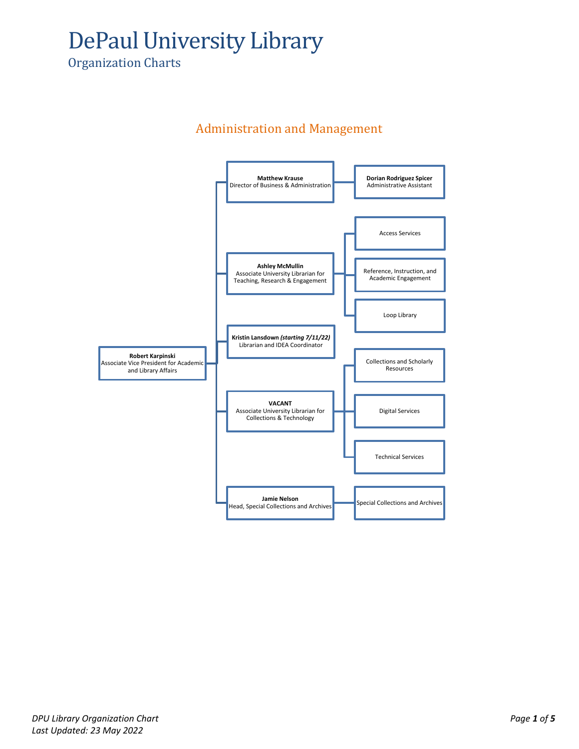# DePaul University Library

## Organization Charts

### Administration and Management

- **Robert Karpinski**
  Associate Vice President for Academic and Library Affairs
  - **Matthew Krause**
    Director of Business & Administration
    - **Dorian Rodriguez Spicer**
      Administrative Assistant
  - **Ashley McMullin**
    Associate University Librarian for Teaching, Research & Engagement
    - Access Services
    - Reference, Instruction, and Academic Engagement
    - Loop Library
  - **Kristin Lansdown** ***(starting 7/11/22)***
    Librarian and IDEA Coordinator
  - **VACANT**
    Associate University Librarian for Collections & Technology
    - Collections and Scholarly Resources
    - Digital Services
    - Technical Services
  - **Jamie Nelson**
    Head, Special Collections and Archives
    - Special Collections and Archives

*DPU Library Organization Chart*
*Last Updated: 23 May 2022*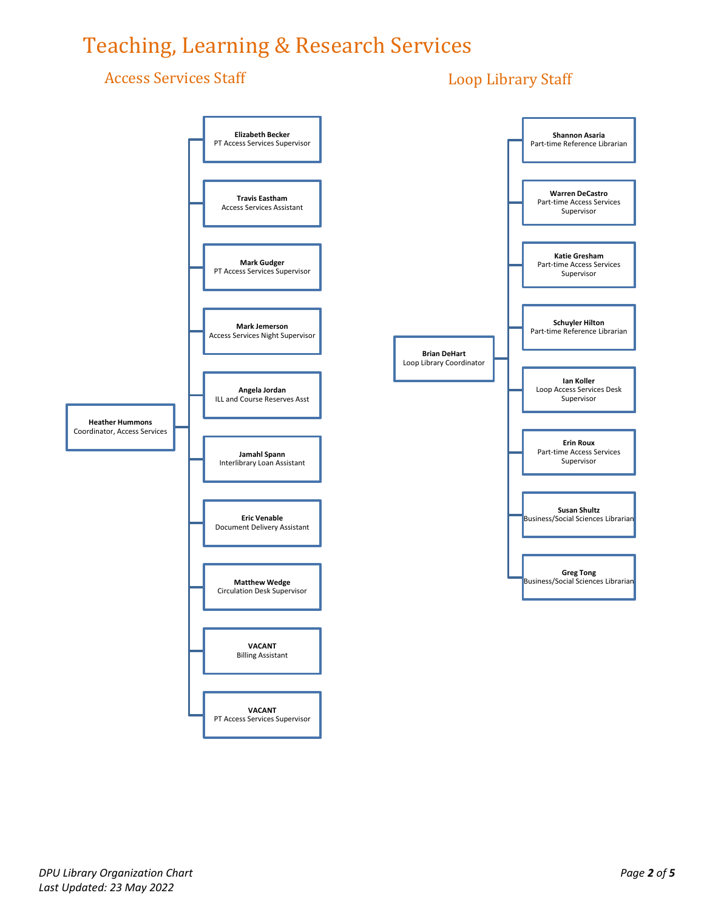# Teaching, Learning & Research Services

## Access Services Staff

**Heather Hummons**
Coordinator, Access Services

- **Elizabeth Becker** – PT Access Services Supervisor
- **Travis Eastham** – Access Services Assistant
- **Mark Gudger** – PT Access Services Supervisor
- **Mark Jemerson** – Access Services Night Supervisor
- **Angela Jordan** – ILL and Course Reserves Asst
- **Jamahl Spann** – Interlibrary Loan Assistant
- **Eric Venable** – Document Delivery Assistant
- **Matthew Wedge** – Circulation Desk Supervisor
- **VACANT** – Billing Assistant
- **VACANT** – PT Access Services Supervisor

## Loop Library Staff

**Brian DeHart**
Loop Library Coordinator

- **Shannon Asaria** – Part-time Reference Librarian
- **Warren DeCastro** – Part-time Access Services Supervisor
- **Katie Gresham** – Part-time Access Services Supervisor
- **Schuyler Hilton** – Part-time Reference Librarian
- **Ian Koller** – Loop Access Services Desk Supervisor
- **Erin Roux** – Part-time Access Services Supervisor
- **Susan Shultz** – Business/Social Sciences Librarian
- **Greg Tong** – Business/Social Sciences Librarian

*DPU Library Organization Chart*
*Last Updated: 23 May 2022*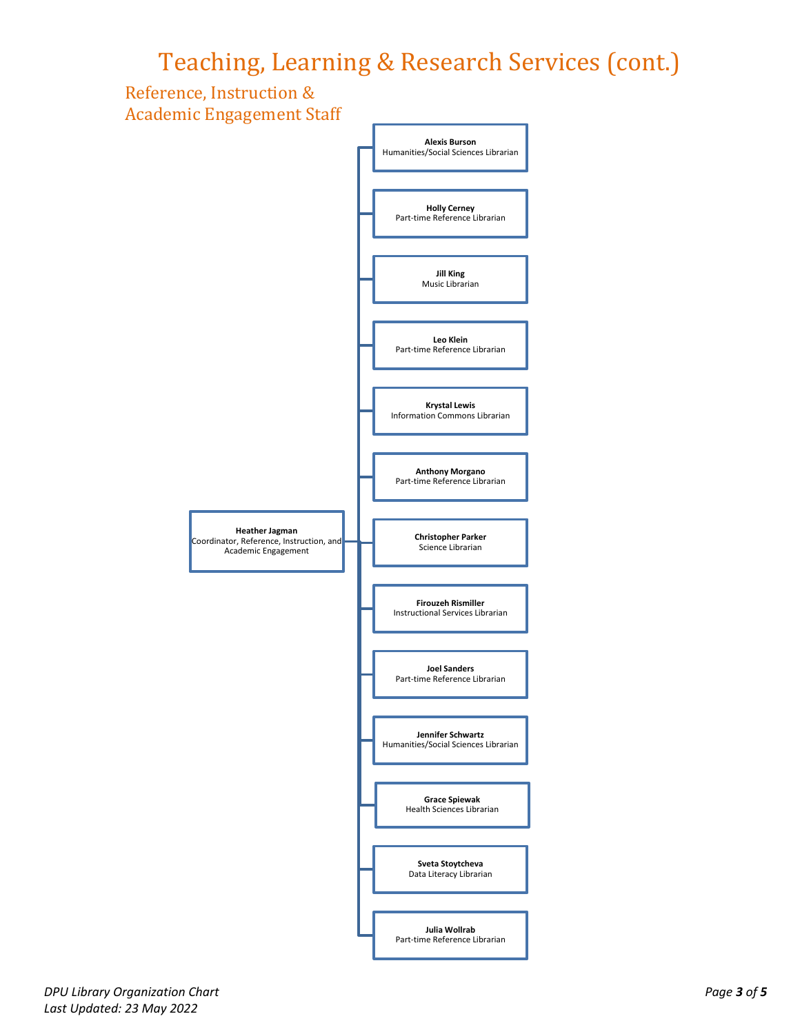# Teaching, Learning & Research Services (cont.)

## Reference, Instruction & Academic Engagement Staff

**Heather Jagman**
Coordinator, Reference, Instruction, and Academic Engagement

- **Alexis Burson** – Humanities/Social Sciences Librarian
- **Holly Cerney** – Part-time Reference Librarian
- **Jill King** – Music Librarian
- **Leo Klein** – Part-time Reference Librarian
- **Krystal Lewis** – Information Commons Librarian
- **Anthony Morgano** – Part-time Reference Librarian
- **Christopher Parker** – Science Librarian
- **Firouzeh Rismiller** – Instructional Services Librarian
- **Joel Sanders** – Part-time Reference Librarian
- **Jennifer Schwartz** – Humanities/Social Sciences Librarian
- **Grace Spiewak** – Health Sciences Librarian
- **Sveta Stoytcheva** – Data Literacy Librarian
- **Julia Wollrab** – Part-time Reference Librarian

*DPU Library Organization Chart*
*Last Updated: 23 May 2022*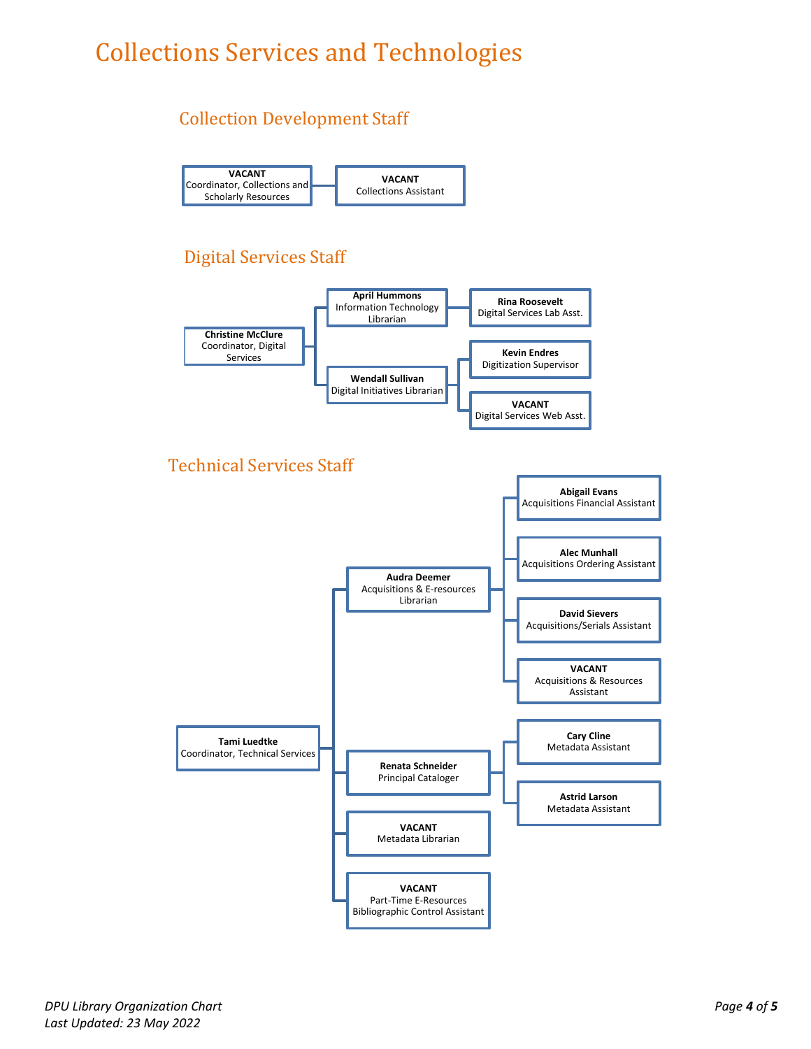# Collections Services and Technologies

## Collection Development Staff

- **VACANT**
  Coordinator, Collections and Scholarly Resources
  - **VACANT**
    Collections Assistant

## Digital Services Staff

- **Christine McClure**
  Coordinator, Digital Services
  - **April Hummons**
    Information Technology Librarian
    - **Rina Roosevelt**
      Digital Services Lab Asst.
  - **Wendall Sullivan**
    Digital Initiatives Librarian
    - **Kevin Endres**
      Digitization Supervisor
    - **VACANT**
      Digital Services Web Asst.

## Technical Services Staff

- **Tami Luedtke**
  Coordinator, Technical Services
  - **Audra Deemer**
    Acquisitions & E-resources Librarian
    - **Abigail Evans**
      Acquisitions Financial Assistant
    - **Alec Munhall**
      Acquisitions Ordering Assistant
    - **David Sievers**
      Acquisitions/Serials Assistant
    - **VACANT**
      Acquisitions & Resources Assistant
  - **Renata Schneider**
    Principal Cataloger
    - **Cary Cline**
      Metadata Assistant
    - **Astrid Larson**
      Metadata Assistant
  - **VACANT**
    Metadata Librarian
  - **VACANT**
    Part-Time E-Resources Bibliographic Control Assistant

*DPU Library Organization Chart*
*Last Updated: 23 May 2022*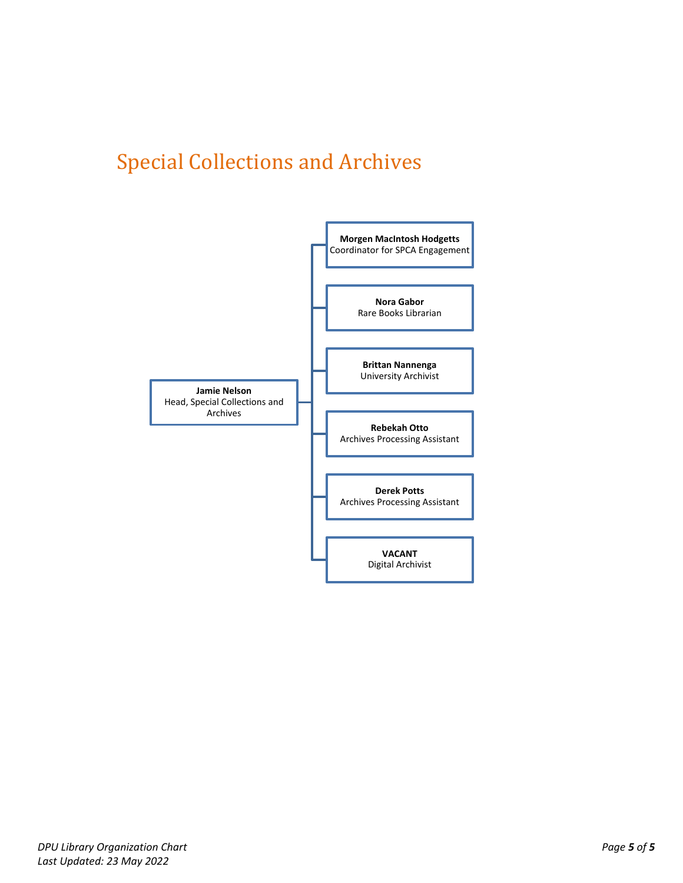# Special Collections and Archives

**Jamie Nelson**
Head, Special Collections and Archives

**Morgen MacIntosh Hodgetts**
Coordinator for SPCA Engagement

**Nora Gabor**
Rare Books Librarian

**Brittan Nannenga**
University Archivist

**Rebekah Otto**
Archives Processing Assistant

**Derek Potts**
Archives Processing Assistant

**VACANT**
Digital Archivist

*DPU Library Organization Chart*
*Last Updated: 23 May 2022*